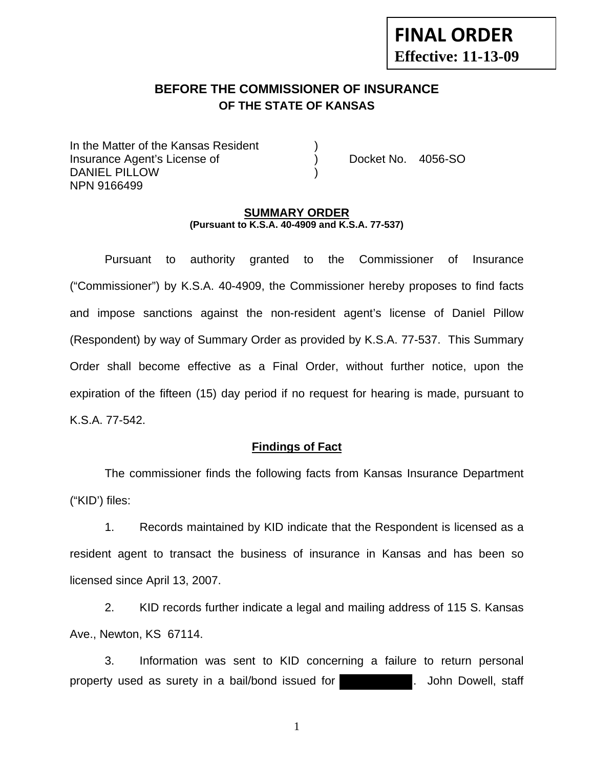**FINAL ORDER**
**Effective: 11-13-09**

## BEFORE THE COMMISSIONER OF INSURANCE
## OF THE STATE OF KANSAS

In the Matter of the Kansas Resident )
Insurance Agent's License of ) Docket No. 4056-SO
DANIEL PILLOW )
NPN 9166499

**SUMMARY ORDER**
**(Pursuant to K.S.A. 40-4909 and K.S.A. 77-537)**

Pursuant to authority granted to the Commissioner of Insurance ("Commissioner") by K.S.A. 40-4909, the Commissioner hereby proposes to find facts and impose sanctions against the non-resident agent's license of Daniel Pillow (Respondent) by way of Summary Order as provided by K.S.A. 77-537. This Summary Order shall become effective as a Final Order, without further notice, upon the expiration of the fifteen (15) day period if no request for hearing is made, pursuant to K.S.A. 77-542.

**Findings of Fact**

The commissioner finds the following facts from Kansas Insurance Department ("KID') files:

1. Records maintained by KID indicate that the Respondent is licensed as a resident agent to transact the business of insurance in Kansas and has been so licensed since April 13, 2007.

2. KID records further indicate a legal and mailing address of 115 S. Kansas Ave., Newton, KS 67114.

3. Information was sent to KID concerning a failure to return personal property used as surety in a bail/bond issued for [REDACTED]. John Dowell, staff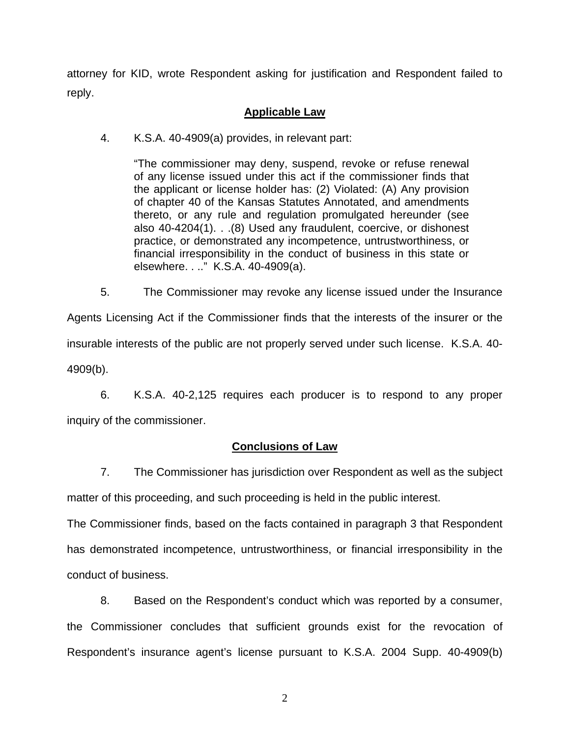attorney for KID, wrote Respondent asking for justification and Respondent failed to reply.

## Applicable Law

4. K.S.A. 40-4909(a) provides, in relevant part:

> "The commissioner may deny, suspend, revoke or refuse renewal of any license issued under this act if the commissioner finds that the applicant or license holder has: (2) Violated: (A) Any provision of chapter 40 of the Kansas Statutes Annotated, and amendments thereto, or any rule and regulation promulgated hereunder (see also 40-4204(1). . .(8) Used any fraudulent, coercive, or dishonest practice, or demonstrated any incompetence, untrustworthiness, or financial irresponsibility in the conduct of business in this state or elsewhere. . .." K.S.A. 40-4909(a).

5. The Commissioner may revoke any license issued under the Insurance Agents Licensing Act if the Commissioner finds that the interests of the insurer or the insurable interests of the public are not properly served under such license. K.S.A. 40-4909(b).

6. K.S.A. 40-2,125 requires each producer is to respond to any proper inquiry of the commissioner.

## Conclusions of Law

7. The Commissioner has jurisdiction over Respondent as well as the subject matter of this proceeding, and such proceeding is held in the public interest.

The Commissioner finds, based on the facts contained in paragraph 3 that Respondent has demonstrated incompetence, untrustworthiness, or financial irresponsibility in the conduct of business.

8. Based on the Respondent's conduct which was reported by a consumer, the Commissioner concludes that sufficient grounds exist for the revocation of Respondent's insurance agent's license pursuant to K.S.A. 2004 Supp. 40-4909(b)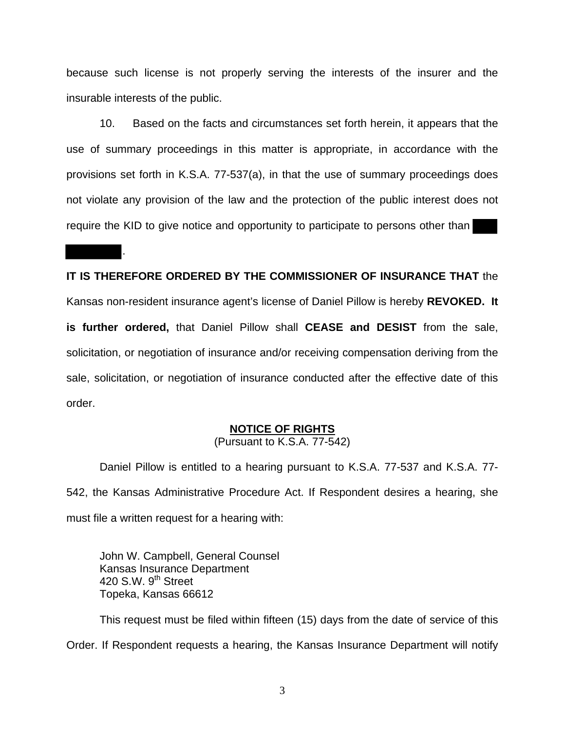because such license is not properly serving the interests of the insurer and the insurable interests of the public.

10. Based on the facts and circumstances set forth herein, it appears that the use of summary proceedings in this matter is appropriate, in accordance with the provisions set forth in K.S.A. 77-537(a), in that the use of summary proceedings does not violate any provision of the law and the protection of the public interest does not require the KID to give notice and opportunity to participate to persons other than ████ ████████.

**IT IS THEREFORE ORDERED BY THE COMMISSIONER OF INSURANCE THAT** the Kansas non-resident insurance agent's license of Daniel Pillow is hereby **REVOKED. It is further ordered,** that Daniel Pillow shall **CEASE and DESIST** from the sale, solicitation, or negotiation of insurance and/or receiving compensation deriving from the sale, solicitation, or negotiation of insurance conducted after the effective date of this order.

## NOTICE OF RIGHTS

(Pursuant to K.S.A. 77-542)

Daniel Pillow is entitled to a hearing pursuant to K.S.A. 77-537 and K.S.A. 77-542, the Kansas Administrative Procedure Act. If Respondent desires a hearing, she must file a written request for a hearing with:

John W. Campbell, General Counsel
Kansas Insurance Department
420 S.W. 9th Street
Topeka, Kansas 66612

This request must be filed within fifteen (15) days from the date of service of this Order. If Respondent requests a hearing, the Kansas Insurance Department will notify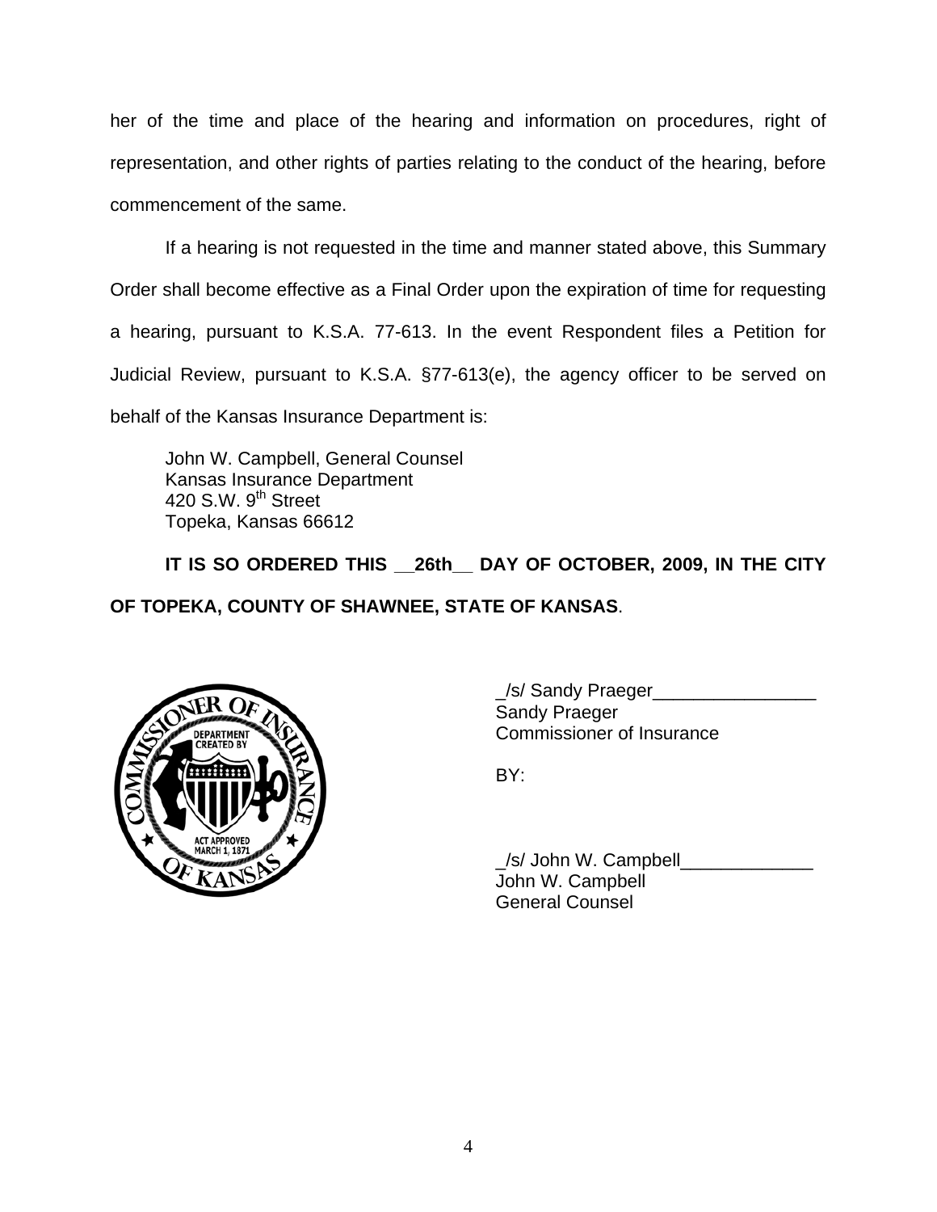her of the time and place of the hearing and information on procedures, right of representation, and other rights of parties relating to the conduct of the hearing, before commencement of the same.

If a hearing is not requested in the time and manner stated above, this Summary Order shall become effective as a Final Order upon the expiration of time for requesting a hearing, pursuant to K.S.A. 77-613. In the event Respondent files a Petition for Judicial Review, pursuant to K.S.A. §77-613(e), the agency officer to be served on behalf of the Kansas Insurance Department is:

John W. Campbell, General Counsel
Kansas Insurance Department
420 S.W. 9th Street
Topeka, Kansas 66612

**IT IS SO ORDERED THIS __26th__ DAY OF OCTOBER, 2009, IN THE CITY OF TOPEKA, COUNTY OF SHAWNEE, STATE OF KANSAS**.

_/s/ Sandy Praeger________________
Sandy Praeger
Commissioner of Insurance

BY:

_/s/ John W. Campbell_____________
John W. Campbell
General Counsel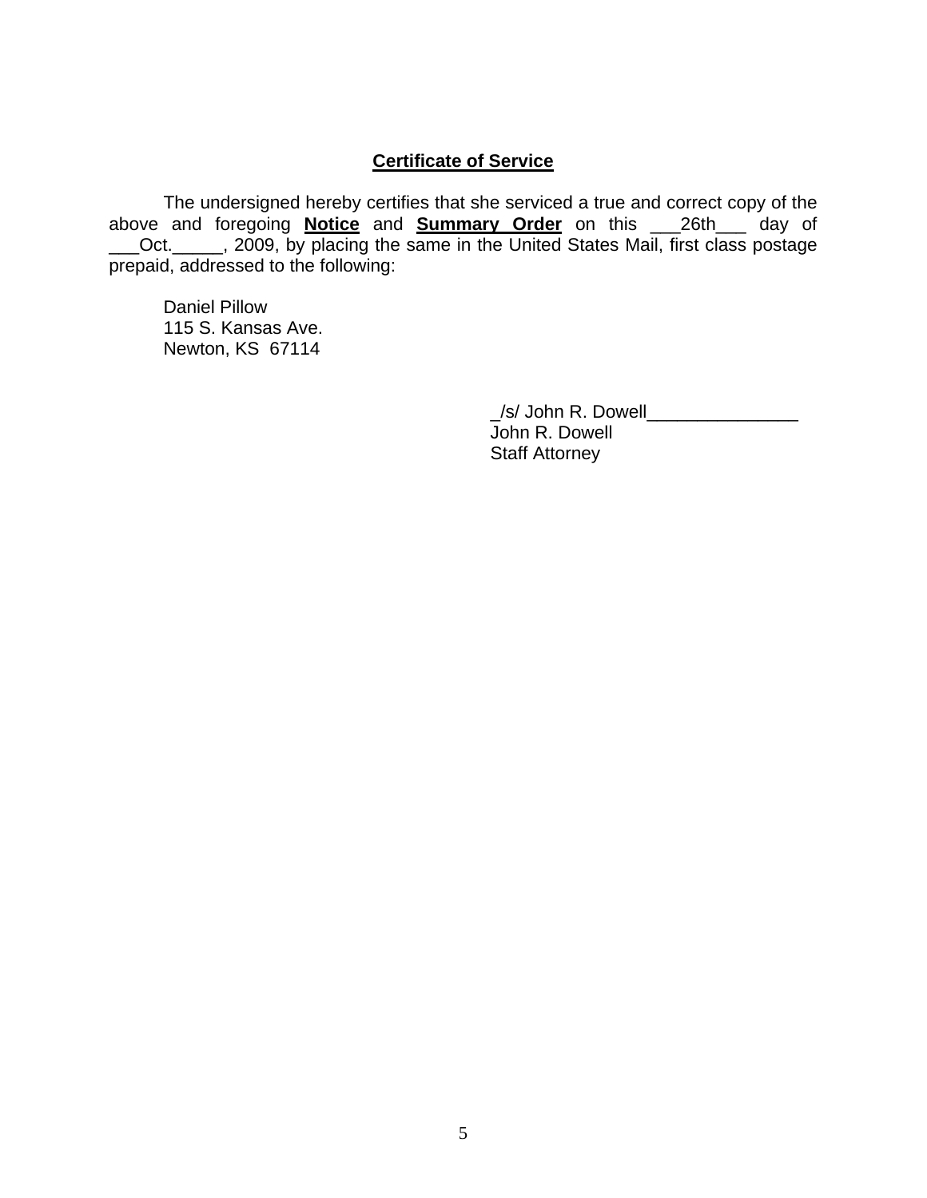**Certificate of Service**

The undersigned hereby certifies that she serviced a true and correct copy of the above and foregoing **Notice** and **Summary Order** on this ___26th___ day of ___Oct._____, 2009, by placing the same in the United States Mail, first class postage prepaid, addressed to the following:

Daniel Pillow
115 S. Kansas Ave.
Newton, KS 67114

_/s/ John R. Dowell_______________
John R. Dowell
Staff Attorney